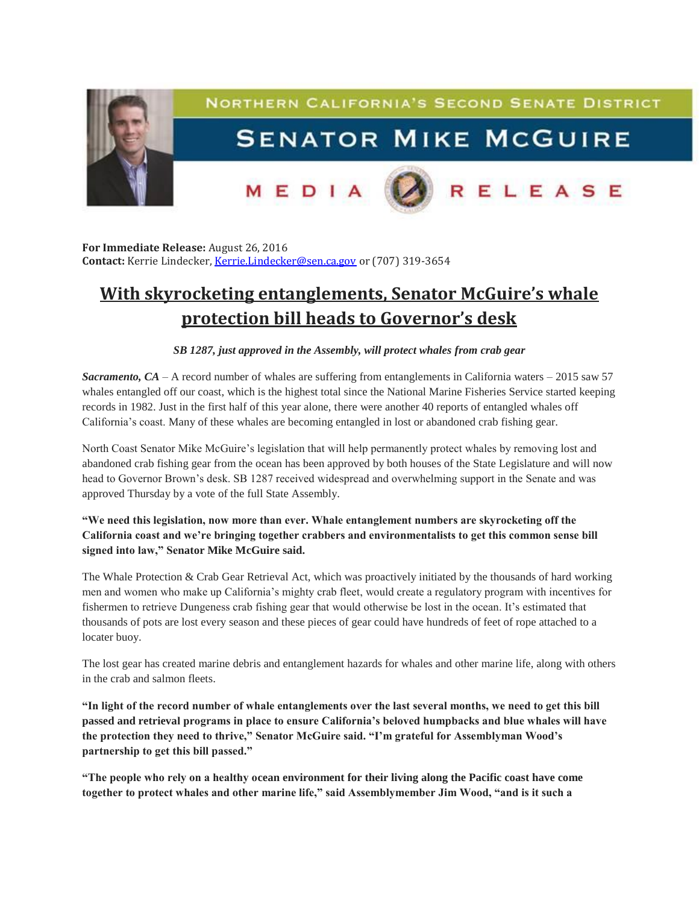NORTHERN CALIFORNIA'S SECOND SENATE DISTRICT

SENATOR MIKE MCGUIRE

MEDIA RELEASE

**For Immediate Release:** August 26, 2016
**Contact:** Kerrie Lindecker, [Kerrie.Lindecker@sen.ca.gov](mailto:Kerrie.Lindecker@sen.ca.gov) or (707) 319-3654

# With skyrocketing entanglements, Senator McGuire's whale protection bill heads to Governor's desk

***SB 1287, just approved in the Assembly, will protect whales from crab gear***

***Sacramento, CA*** – A record number of whales are suffering from entanglements in California waters – 2015 saw 57 whales entangled off our coast, which is the highest total since the National Marine Fisheries Service started keeping records in 1982. Just in the first half of this year alone, there were another 40 reports of entangled whales off California's coast. Many of these whales are becoming entangled in lost or abandoned crab fishing gear.

North Coast Senator Mike McGuire's legislation that will help permanently protect whales by removing lost and abandoned crab fishing gear from the ocean has been approved by both houses of the State Legislature and will now head to Governor Brown's desk. SB 1287 received widespread and overwhelming support in the Senate and was approved Thursday by a vote of the full State Assembly.

**"We need this legislation, now more than ever. Whale entanglement numbers are skyrocketing off the California coast and we're bringing together crabbers and environmentalists to get this common sense bill signed into law," Senator Mike McGuire said.**

The Whale Protection & Crab Gear Retrieval Act, which was proactively initiated by the thousands of hard working men and women who make up California's mighty crab fleet, would create a regulatory program with incentives for fishermen to retrieve Dungeness crab fishing gear that would otherwise be lost in the ocean. It's estimated that thousands of pots are lost every season and these pieces of gear could have hundreds of feet of rope attached to a locater buoy.

The lost gear has created marine debris and entanglement hazards for whales and other marine life, along with others in the crab and salmon fleets.

**"In light of the record number of whale entanglements over the last several months, we need to get this bill passed and retrieval programs in place to ensure California's beloved humpbacks and blue whales will have the protection they need to thrive," Senator McGuire said. "I'm grateful for Assemblyman Wood's partnership to get this bill passed."**

**"The people who rely on a healthy ocean environment for their living along the Pacific coast have come together to protect whales and other marine life," said Assemblymember Jim Wood, "and is it such a**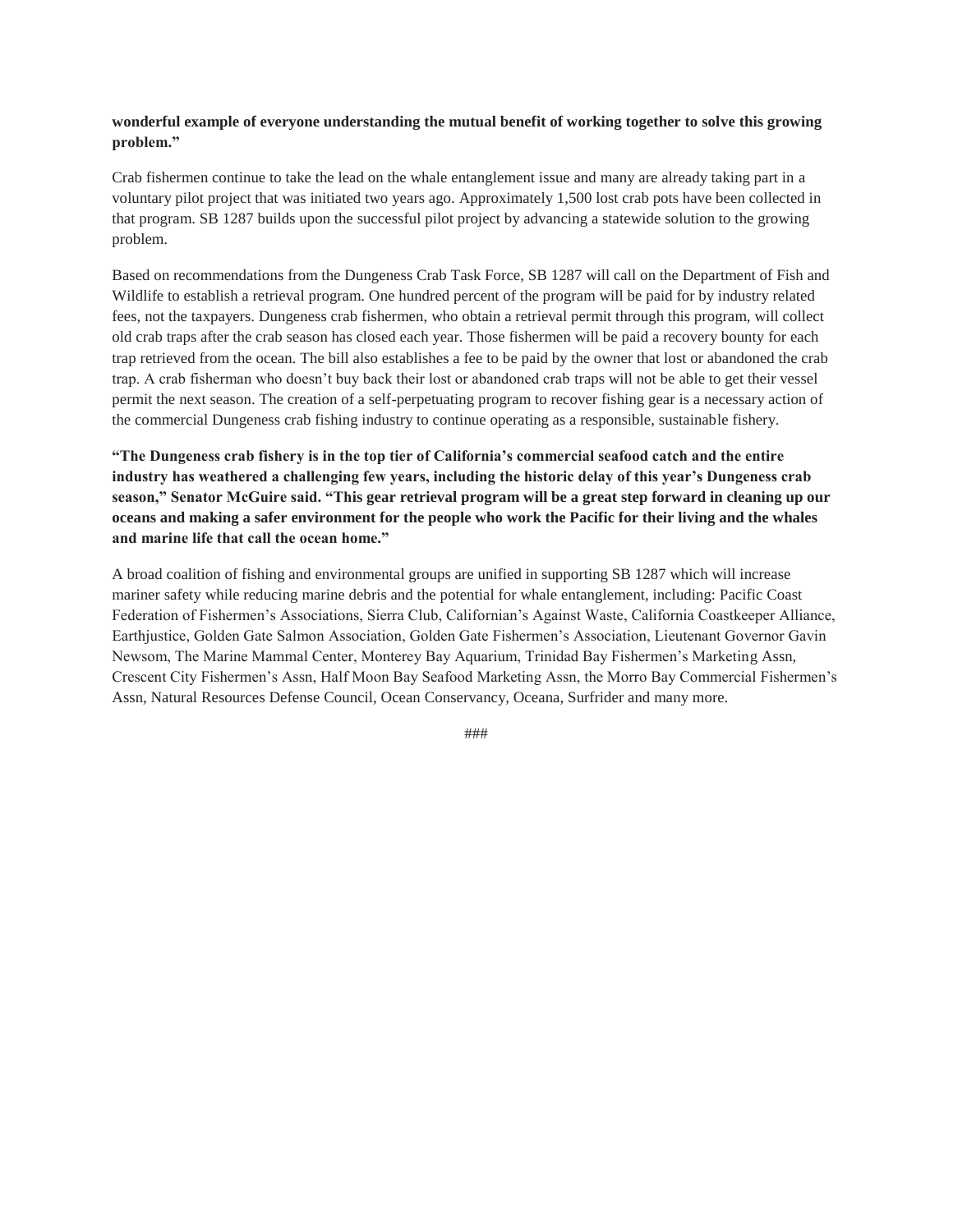**wonderful example of everyone understanding the mutual benefit of working together to solve this growing problem."**

Crab fishermen continue to take the lead on the whale entanglement issue and many are already taking part in a voluntary pilot project that was initiated two years ago. Approximately 1,500 lost crab pots have been collected in that program. SB 1287 builds upon the successful pilot project by advancing a statewide solution to the growing problem.

Based on recommendations from the Dungeness Crab Task Force, SB 1287 will call on the Department of Fish and Wildlife to establish a retrieval program. One hundred percent of the program will be paid for by industry related fees, not the taxpayers. Dungeness crab fishermen, who obtain a retrieval permit through this program, will collect old crab traps after the crab season has closed each year. Those fishermen will be paid a recovery bounty for each trap retrieved from the ocean. The bill also establishes a fee to be paid by the owner that lost or abandoned the crab trap. A crab fisherman who doesn't buy back their lost or abandoned crab traps will not be able to get their vessel permit the next season. The creation of a self-perpetuating program to recover fishing gear is a necessary action of the commercial Dungeness crab fishing industry to continue operating as a responsible, sustainable fishery.

**"The Dungeness crab fishery is in the top tier of California's commercial seafood catch and the entire industry has weathered a challenging few years, including the historic delay of this year's Dungeness crab season," Senator McGuire said. "This gear retrieval program will be a great step forward in cleaning up our oceans and making a safer environment for the people who work the Pacific for their living and the whales and marine life that call the ocean home."**

A broad coalition of fishing and environmental groups are unified in supporting SB 1287 which will increase mariner safety while reducing marine debris and the potential for whale entanglement, including: Pacific Coast Federation of Fishermen's Associations, Sierra Club, Californian's Against Waste, California Coastkeeper Alliance, Earthjustice, Golden Gate Salmon Association, Golden Gate Fishermen's Association, Lieutenant Governor Gavin Newsom, The Marine Mammal Center, Monterey Bay Aquarium, Trinidad Bay Fishermen's Marketing Assn, Crescent City Fishermen's Assn, Half Moon Bay Seafood Marketing Assn, the Morro Bay Commercial Fishermen's Assn, Natural Resources Defense Council, Ocean Conservancy, Oceana, Surfrider and many more.

###